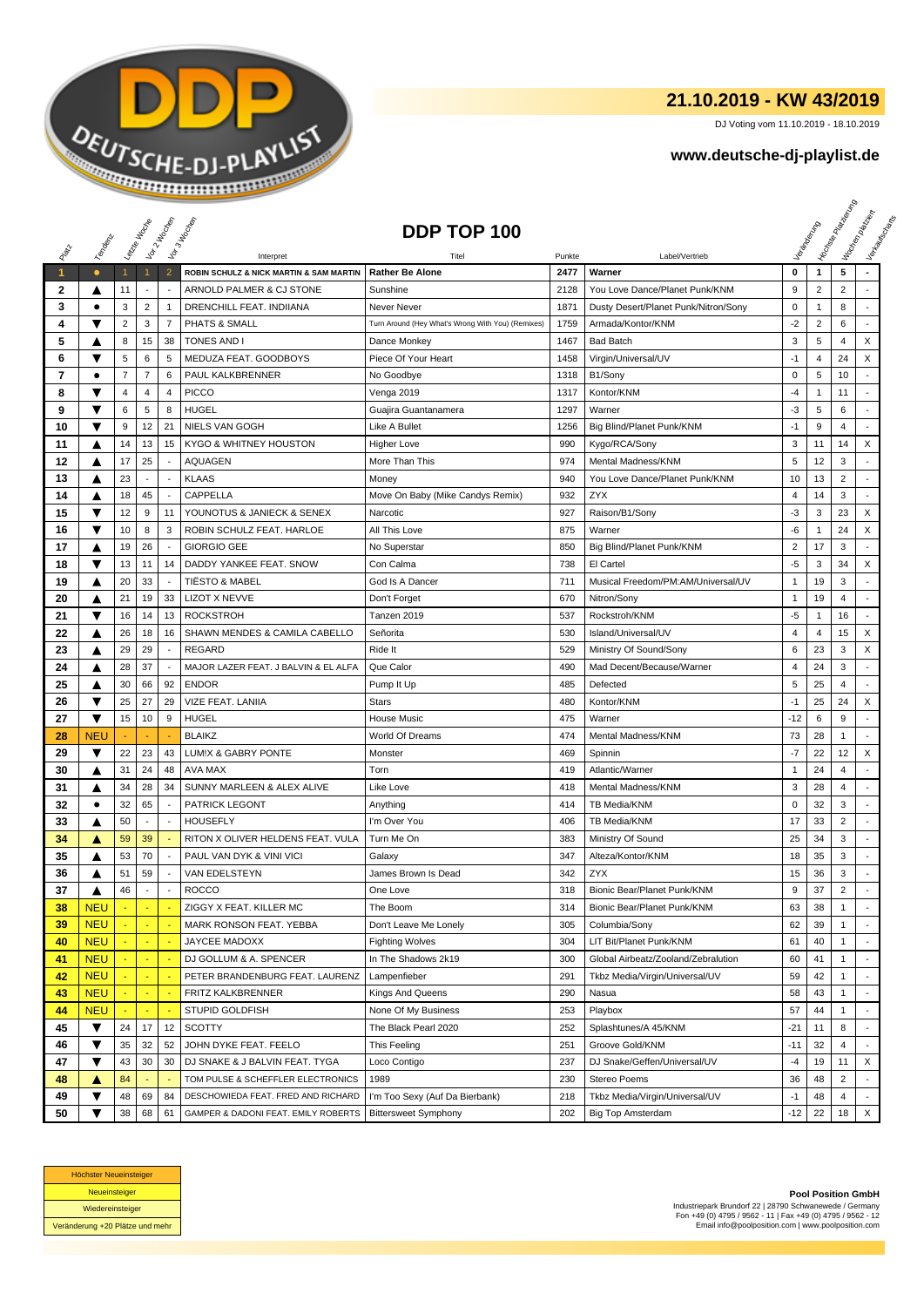## 21.10.2019 - KW 43/2019

DJ Voting vom 11.10.2019 - 18.10.2019

### www.deutsche-dj-playlist.de

# DDP TOP 100

| Platz | Tendenz | Letzte Woche | Vor 2 Wochen | Vor 3 Wochen | Interpret | Titel | Punkte | Label/Vertrieb | Veränderung | Höchste Platzierung | Wochen platziert | Verkaufscharts |
|---|---|---|---|---|---|---|---|---|---|---|---|---|
| 1 | ● | 1 | 1 | 2 | ROBIN SCHULZ & NICK MARTIN & SAM MARTIN | Rather Be Alone | 2477 | Warner | 0 | 1 | 5 | - |
| 2 | ▲ | 11 | - | - | ARNOLD PALMER & CJ STONE | Sunshine | 2128 | You Love Dance/Planet Punk/KNM | 9 | 2 | 2 | - |
| 3 | ● | 3 | 2 | 1 | DRENCHILL FEAT. INDIIANA | Never Never | 1871 | Dusty Desert/Planet Punk/Nitron/Sony | 0 | 1 | 8 | - |
| 4 | ▼ | 2 | 3 | 7 | PHATS & SMALL | Turn Around (Hey What's Wrong With You) (Remixes) | 1759 | Armada/Kontor/KNM | -2 | 2 | 6 | - |
| 5 | ▲ | 8 | 15 | 38 | TONES AND I | Dance Monkey | 1467 | Bad Batch | 3 | 5 | 4 | X |
| 6 | ▼ | 5 | 6 | 5 | MEDUZA FEAT. GOODBOYS | Piece Of Your Heart | 1458 | Virgin/Universal/UV | -1 | 4 | 24 | X |
| 7 | ● | 7 | 7 | 6 | PAUL KALKBRENNER | No Goodbye | 1318 | B1/Sony | 0 | 5 | 10 | - |
| 8 | ▼ | 4 | 4 | 4 | PICCO | Venga 2019 | 1317 | Kontor/KNM | -4 | 1 | 11 | - |
| 9 | ▼ | 6 | 5 | 8 | HUGEL | Guajira Guantanamera | 1297 | Warner | -3 | 5 | 6 | - |
| 10 | ▼ | 9 | 12 | 21 | NIELS VAN GOGH | Like A Bullet | 1256 | Big Blind/Planet Punk/KNM | -1 | 9 | 4 | - |
| 11 | ▲ | 14 | 13 | 15 | KYGO & WHITNEY HOUSTON | Higher Love | 990 | Kygo/RCA/Sony | 3 | 11 | 14 | X |
| 12 | ▲ | 17 | 25 | - | AQUAGEN | More Than This | 974 | Mental Madness/KNM | 5 | 12 | 3 | - |
| 13 | ▲ | 23 | - | - | KLAAS | Money | 940 | You Love Dance/Planet Punk/KNM | 10 | 13 | 2 | - |
| 14 | ▲ | 18 | 45 | - | CAPPELLA | Move On Baby (Mike Candys Remix) | 932 | ZYX | 4 | 14 | 3 | - |
| 15 | ▼ | 12 | 9 | 11 | YOUNOTUS & JANIECK & SENEX | Narcotic | 927 | Raison/B1/Sony | -3 | 3 | 23 | X |
| 16 | ▼ | 10 | 8 | 3 | ROBIN SCHULZ FEAT. HARLOE | All This Love | 875 | Warner | -6 | 1 | 24 | X |
| 17 | ▲ | 19 | 26 | - | GIORGIO GEE | No Superstar | 850 | Big Blind/Planet Punk/KNM | 2 | 17 | 3 | - |
| 18 | ▼ | 13 | 11 | 14 | DADDY YANKEE FEAT. SNOW | Con Calma | 738 | El Cartel | -5 | 3 | 34 | X |
| 19 | ▲ | 20 | 33 | - | TIËSTO & MABEL | God Is A Dancer | 711 | Musical Freedom/PM:AM/Universal/UV | 1 | 19 | 3 | - |
| 20 | ▲ | 21 | 19 | 33 | LIZOT X NEVVE | Don't Forget | 670 | Nitron/Sony | 1 | 19 | 4 | - |
| 21 | ▼ | 16 | 14 | 13 | ROCKSTROH | Tanzen 2019 | 537 | Rockstroh/KNM | -5 | 1 | 16 | - |
| 22 | ▲ | 26 | 18 | 16 | SHAWN MENDES & CAMILA CABELLO | Señorita | 530 | Island/Universal/UV | 4 | 4 | 15 | X |
| 23 | ▲ | 29 | 29 | - | REGARD | Ride It | 529 | Ministry Of Sound/Sony | 6 | 23 | 3 | X |
| 24 | ▲ | 28 | 37 | - | MAJOR LAZER FEAT. J BALVIN & EL ALFA | Que Calor | 490 | Mad Decent/Becausе/Warner | 4 | 24 | 3 | - |
| 25 | ▲ | 30 | 66 | 92 | ENDOR | Pump It Up | 485 | Defected | 5 | 25 | 4 | - |
| 26 | ▼ | 25 | 27 | 29 | VIZE FEAT. LANIIA | Stars | 480 | Kontor/KNM | -1 | 25 | 24 | X |
| 27 | ▼ | 15 | 10 | 9 | HUGEL | House Music | 475 | Warner | -12 | 6 | 9 | - |
| 28 | NEU | - | - | - | BLAIKZ | World Of Dreams | 474 | Mental Madness/KNM | 73 | 28 | 1 | - |
| 29 | ▼ | 22 | 23 | 43 | LUM!X & GABRY PONTE | Monster | 469 | Spinnin | -7 | 22 | 12 | X |
| 30 | ▲ | 31 | 24 | 48 | AVA MAX | Torn | 419 | Atlantic/Warner | 1 | 24 | 4 | - |
| 31 | ▲ | 34 | 28 | 34 | SUNNY MARLEEN & ALEX ALIVE | Like Love | 418 | Mental Madness/KNM | 3 | 28 | 4 | - |
| 32 | ● | 32 | 65 | - | PATRICK LEGONT | Anything | 414 | TB Media/KNM | 0 | 32 | 3 | - |
| 33 | ▲ | 50 | - | - | HOUSEFLY | I'm Over You | 406 | TB Media/KNM | 17 | 33 | 2 | - |
| 34 | ▲ | 59 | 39 | - | RITON X OLIVER HELDENS FEAT. VULA | Turn Me On | 383 | Ministry Of Sound | 25 | 34 | 3 | - |
| 35 | ▲ | 53 | 70 | - | PAUL VAN DYK & VINI VICI | Galaxy | 347 | Alteza/Kontor/KNM | 18 | 35 | 3 | - |
| 36 | ▲ | 51 | 59 | - | VAN EDELSTEYN | James Brown Is Dead | 342 | ZYX | 15 | 36 | 3 | - |
| 37 | ▲ | 46 | - | - | ROCCO | One Love | 318 | Bionic Bear/Planet Punk/KNM | 9 | 37 | 2 | - |
| 38 | NEU | - | - | - | ZIGGY X FEAT. KILLER MC | The Boom | 314 | Bionic Bear/Planet Punk/KNM | 63 | 38 | 1 | - |
| 39 | NEU | - | - | - | MARK RONSON FEAT. YEBBA | Don't Leave Me Lonely | 305 | Columbia/Sony | 62 | 39 | 1 | - |
| 40 | NEU | - | - | - | JAYCEE MADOXX | Fighting Wolves | 304 | LIT Bit/Planet Punk/KNM | 61 | 40 | 1 | - |
| 41 | NEU | - | - | - | DJ GOLLUM & A. SPENCER | In The Shadows 2k19 | 300 | Global Airbeatz/Zooland/Zebralution | 60 | 41 | 1 | - |
| 42 | NEU | - | - | - | PETER BRANDENBURG FEAT. LAURENZ | Lampenfieber | 291 | Tkbz Media/Virgin/Universal/UV | 59 | 42 | 1 | - |
| 43 | NEU | - | - | - | FRITZ KALKBRENNER | Kings And Queens | 290 | Nasua | 58 | 43 | 1 | - |
| 44 | NEU | - | - | - | STUPID GOLDFISH | None Of My Business | 253 | Playbox | 57 | 44 | 1 | - |
| 45 | ▼ | 24 | 17 | 12 | SCOTTY | The Black Pearl 2020 | 252 | Splashtunes/A 45/KNM | -21 | 11 | 8 | - |
| 46 | ▼ | 35 | 32 | 52 | JOHN DYKE FEAT. FEELO | This Feeling | 251 | Groove Gold/KNM | -11 | 32 | 4 | - |
| 47 | ▼ | 43 | 30 | 30 | DJ SNAKE & J BALVIN FEAT. TYGA | Loco Contigo | 237 | DJ Snake/Geffen/Universal/UV | -4 | 19 | 11 | X |
| 48 | ▲ | 84 | - | - | TOM PULSE & SCHEFFLER ELECTRONICS | 1989 | 230 | Stereo Poems | 36 | 48 | 2 | - |
| 49 | ▼ | 48 | 69 | 84 | DESCHOWIEDA FEAT. FRED AND RICHARD | I'm Too Sexy (Auf Da Bierbank) | 218 | Tkbz Media/Virgin/Universal/UV | -1 | 48 | 4 | - |
| 50 | ▼ | 38 | 68 | 61 | GAMPER & DADONI FEAT. EMILY ROBERTS | Bittersweet Symphony | 202 | Big Top Amsterdam | -12 | 22 | 18 | X |

Höchster Neueinsteiger
Neueinsteiger
Wiedereinsteiger
Veränderung +20 Plätze und mehr

**Pool Position GmbH**
Industriepark Brundorf 22 | 28790 Schwanewede / Germany
Fon +49 (0) 4795 / 9562 - 11 | Fax +49 (0) 4795 / 9562 - 12
Email info@poolposition.com | www.poolposition.com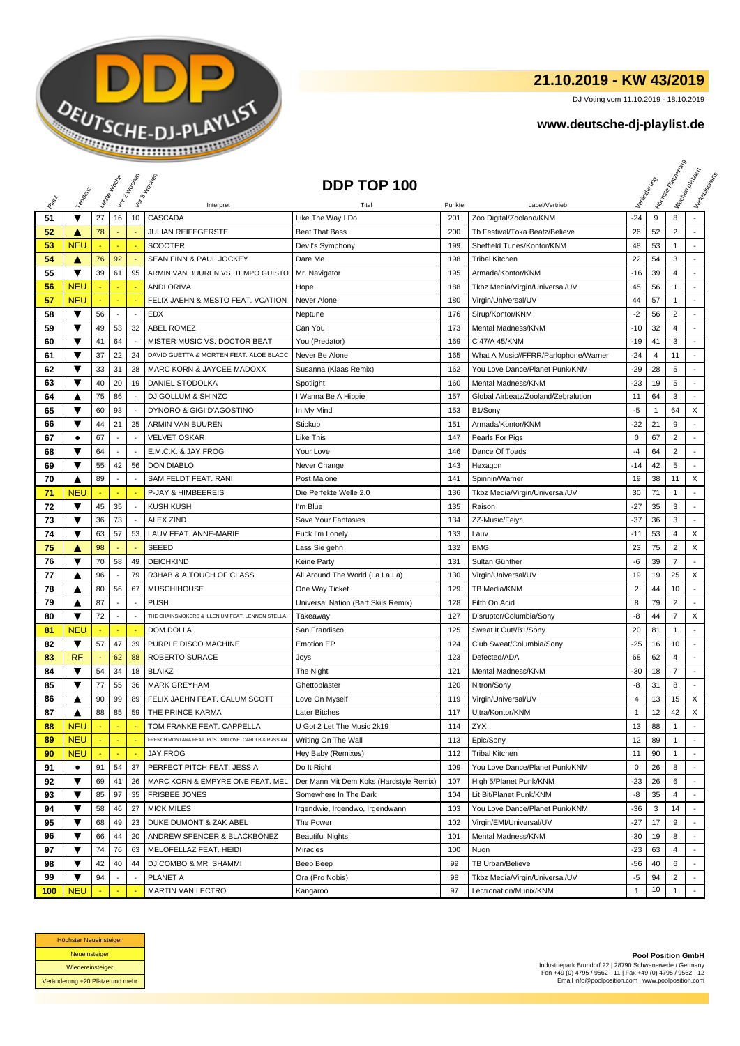## 21.10.2019 - KW 43/2019

DJ Voting vom 11.10.2019 - 18.10.2019

**www.deutsche-dj-playlist.de**

# DDP TOP 100

| Platz | Tendenz | Letzte Woche | Vor 2 Wochen | Vor 3 Wochen | Interpret | Titel | Punkte | Label/Vertrieb | Veränderung | Höchste Platzierung | Wochen platziert | Verkaufscharts |
|---|---|---|---|---|---|---|---|---|---|---|---|---|
| 51 | ▼ | 27 | 16 | 10 | CASCADA | Like The Way I Do | 201 | Zoo Digital/Zooland/KNM | -24 | 9 | 8 | - |
| 52 | ▲ | 78 | - | - | JULIAN REIFEGERSTE | Beat That Bass | 200 | Tb Festival/Toka Beatz/Believe | 26 | 52 | 2 | - |
| 53 | NEU | - | - | - | SCOOTER | Devil's Symphony | 199 | Sheffield Tunes/Kontor/KNM | 48 | 53 | 1 | - |
| 54 | ▲ | 76 | 92 | - | SEAN FINN & PAUL JOCKEY | Dare Me | 198 | Tribal Kitchen | 22 | 54 | 3 | - |
| 55 | ▼ | 39 | 61 | 95 | ARMIN VAN BUUREN VS. TEMPO GUISTO | Mr. Navigator | 195 | Armada/Kontor/KNM | -16 | 39 | 4 | - |
| 56 | NEU | - | - | - | ANDI ORIVA | Hope | 188 | Tkbz Media/Virgin/Universal/UV | 45 | 56 | 1 | - |
| 57 | NEU | - | - | - | FELIX JAEHN & MESTO FEAT. VCATION | Never Alone | 180 | Virgin/Universal/UV | 44 | 57 | 1 | - |
| 58 | ▼ | 56 | - | - | EDX | Neptune | 176 | Sirup/Kontor/KNM | -2 | 56 | 2 | - |
| 59 | ▼ | 49 | 53 | 32 | ABEL ROMEZ | Can You | 173 | Mental Madness/KNM | -10 | 32 | 4 | - |
| 60 | ▼ | 41 | 64 | - | MISTER MUSIC VS. DOCTOR BEAT | You (Predator) | 169 | C 47/A 45/KNM | -19 | 41 | 3 | - |
| 61 | ▼ | 37 | 22 | 24 | DAVID GUETTA & MORTEN FEAT. ALOE BLACC | Never Be Alone | 165 | What A Music//FFRR/Parlophone/Warner | -24 | 4 | 11 | - |
| 62 | ▼ | 33 | 31 | 28 | MARC KORN & JAYCEE MADOXX | Susanna (Klaas Remix) | 162 | You Love Dance/Planet Punk/KNM | -29 | 28 | 5 | - |
| 63 | ▼ | 40 | 20 | 19 | DANIEL STODOLKA | Spotlight | 160 | Mental Madness/KNM | -23 | 19 | 5 | - |
| 64 | ▲ | 75 | 86 | - | DJ GOLLUM & SHINZO | I Wanna Be A Hippie | 157 | Global Airbeatz/Zooland/Zebralution | 11 | 64 | 3 | - |
| 65 | ▼ | 60 | 93 | - | DYNORO & GIGI D'AGOSTINO | In My Mind | 153 | B1/Sony | -5 | 1 | 64 | X |
| 66 | ▼ | 44 | 21 | 25 | ARMIN VAN BUUREN | Stickup | 151 | Armada/Kontor/KNM | -22 | 21 | 9 | - |
| 67 | ● | 67 | - | - | VELVET OSKAR | Like This | 147 | Pearls For Pigs | 0 | 67 | 2 | - |
| 68 | ▼ | 64 | - | - | E.M.C.K. & JAY FROG | Your Love | 146 | Dance Of Toads | -4 | 64 | 2 | - |
| 69 | ▼ | 55 | 42 | 56 | DON DIABLO | Never Change | 143 | Hexagon | -14 | 42 | 5 | - |
| 70 | ▲ | 89 | - | - | SAM FELDT FEAT. RANI | Post Malone | 141 | Spinnin/Warner | 19 | 38 | 11 | X |
| 71 | NEU | - | - | - | P-JAY & HIMBEERE!S | Die Perfekte Welle 2.0 | 136 | Tkbz Media/Virgin/Universal/UV | 30 | 71 | 1 | - |
| 72 | ▼ | 45 | 35 | - | KUSH KUSH | I'm Blue | 135 | Raison | -27 | 35 | 3 | - |
| 73 | ▼ | 36 | 73 | - | ALEX ZIND | Save Your Fantasies | 134 | ZZ-Music/Feiyr | -37 | 36 | 3 | - |
| 74 | ▼ | 63 | 57 | 53 | LAUV FEAT. ANNE-MARIE | Fuck I'm Lonely | 133 | Lauv | -11 | 53 | 4 | X |
| 75 | ▲ | 98 | - | - | SEEED | Lass Sie gehn | 132 | BMG | 23 | 75 | 2 | X |
| 76 | ▼ | 70 | 58 | 49 | DEICHKIND | Keine Party | 131 | Sultan Günther | -6 | 39 | 7 | - |
| 77 | ▲ | 96 | - | 79 | R3HAB & A TOUCH OF CLASS | All Around The World (La La La) | 130 | Virgin/Universal/UV | 19 | 19 | 25 | X |
| 78 | ▲ | 80 | 56 | 67 | MUSCHIHOUSE | One Way Ticket | 129 | TB Media/KNM | 2 | 44 | 10 | - |
| 79 | ▲ | 87 | - | - | PUSH | Universal Nation (Bart Skils Remix) | 128 | Filth On Acid | 8 | 79 | 2 | - |
| 80 | ▼ | 72 | - | - | THE CHAINSMOKERS & ILLENIUM FEAT. LENNON STELLA | Takeaway | 127 | Disruptor/Columbia/Sony | -8 | 44 | 7 | X |
| 81 | NEU | - | - | - | DOM DOLLA | San Frandisco | 125 | Sweat It Out!/B1/Sony | 20 | 81 | 1 | - |
| 82 | ▼ | 57 | 47 | 39 | PURPLE DISCO MACHINE | Emotion EP | 124 | Club Sweat/Columbia/Sony | -25 | 16 | 10 | - |
| 83 | RE | - | 62 | 88 | ROBERTO SURACE | Joys | 123 | Defected/ADA | 68 | 62 | 4 | - |
| 84 | ▼ | 54 | 34 | 18 | BLAIKZ | The Night | 121 | Mental Madness/KNM | -30 | 18 | 7 | - |
| 85 | ▼ | 77 | 55 | 36 | MARK GREYHAM | Ghettoblaster | 120 | Nitron/Sony | -8 | 31 | 8 | - |
| 86 | ▲ | 90 | 99 | 89 | FELIX JAEHN FEAT. CALUM SCOTT | Love On Myself | 119 | Virgin/Universal/UV | 4 | 13 | 15 | X |
| 87 | ▲ | 88 | 85 | 59 | THE PRINCE KARMA | Later Bitches | 117 | Ultra/Kontor/KNM | 1 | 12 | 42 | X |
| 88 | NEU | - | - | - | TOM FRANKE FEAT. CAPPELLA | U Got 2 Let The Music 2k19 | 114 | ZYX | 13 | 88 | 1 | - |
| 89 | NEU | - | - | - | FRENCH MONTANA FEAT. POST MALONE, CARDI B & RVSSIAN | Writing On The Wall | 113 | Epic/Sony | 12 | 89 | 1 | - |
| 90 | NEU | - | - | - | JAY FROG | Hey Baby (Remixes) | 112 | Tribal Kitchen | 11 | 90 | 1 | - |
| 91 | ● | 91 | 54 | 37 | PERFECT PITCH FEAT. JESSIA | Do It Right | 109 | You Love Dance/Planet Punk/KNM | 0 | 26 | 8 | - |
| 92 | ▼ | 69 | 41 | 26 | MARC KORN & EMPYRE ONE FEAT. MEL | Der Mann Mit Dem Koks (Hardstyle Remix) | 107 | High 5/Planet Punk/KNM | -23 | 26 | 6 | - |
| 93 | ▼ | 85 | 97 | 35 | FRISBEE JONES | Somewhere In The Dark | 104 | Lit Bit/Planet Punk/KNM | -8 | 35 | 4 | - |
| 94 | ▼ | 58 | 46 | 27 | MICK MILES | Irgendwie, Irgendwo, Irgendwann | 103 | You Love Dance/Planet Punk/KNM | -36 | 3 | 14 | - |
| 95 | ▼ | 68 | 49 | 23 | DUKE DUMONT & ZAK ABEL | The Power | 102 | Virgin/EMI/Universal/UV | -27 | 17 | 9 | - |
| 96 | ▼ | 66 | 44 | 20 | ANDREW SPENCER & BLACKBONEZ | Beautiful Nights | 101 | Mental Madness/KNM | -30 | 19 | 8 | - |
| 97 | ▼ | 74 | 76 | 63 | MELOFELLAZ FEAT. HEIDI | Miracles | 100 | Nuon | -23 | 63 | 4 | - |
| 98 | ▼ | 42 | 40 | 44 | DJ COMBO & MR. SHAMMI | Beep Beep | 99 | TB Urban/Believe | -56 | 40 | 6 | - |
| 99 | ▼ | 94 | - | - | PLANET A | Ora (Pro Nobis) | 98 | Tkbz Media/Virgin/Universal/UV | -5 | 94 | 2 | - |
| 100 | NEU | - | - | - | MARTIN VAN LECTRO | Kangaroo | 97 | Lectronation/Munix/KNM | 1 | 10 | 1 | - |

Höchster Neueinsteiger
Neueinsteiger
Wiedereinsteiger
Veränderung +20 Plätze und mehr

**Pool Position GmbH**
Industriepark Brundorf 22 | 28790 Schwanewede / Germany
Fon +49 (0) 4795 / 9562 - 11 | Fax +49 (0) 4795 / 9562 - 12
Email info@poolposition.com | www.poolposition.com